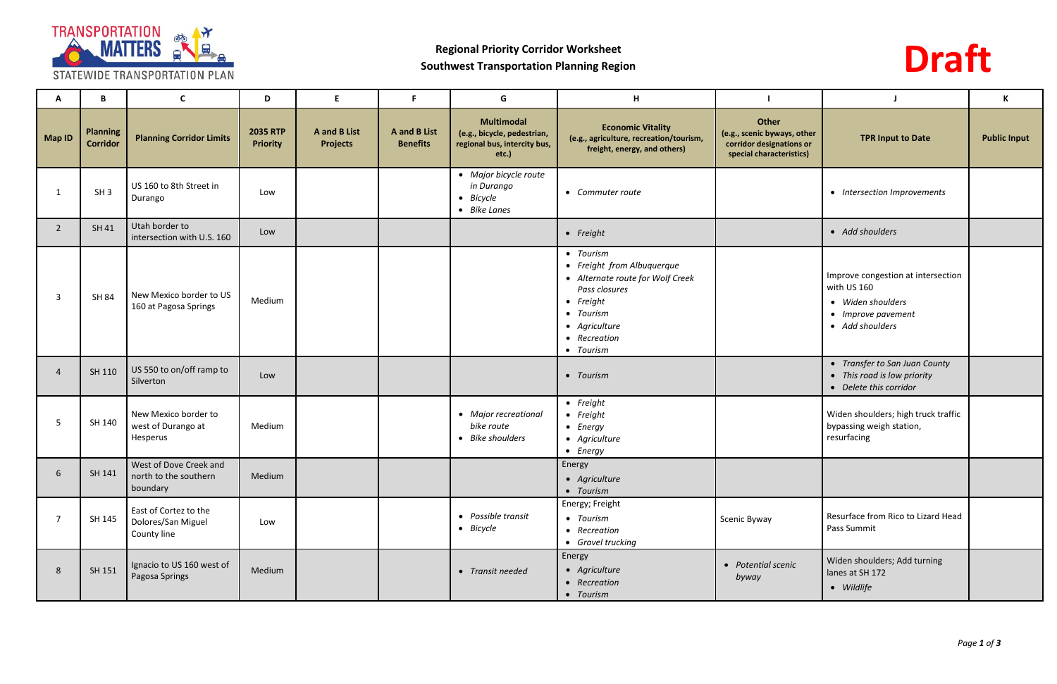**Regional Priority Corridor Worksheet**
**Southwest Transportation Planning Region**

# Draft

| A | B | C | D | E | F | G | H | I | J | K |
|---|---|---|---|---|---|---|---|---|---|---|
| Map ID | Planning Corridor | Planning Corridor Limits | 2035 RTP Priority | A and B List Projects | A and B List Benefits | Multimodal (e.g., bicycle, pedestrian, regional bus, intercity bus, etc.) | Economic Vitality (e.g., agriculture, recreation/tourism, freight, energy, and others) | Other (e.g., scenic byways, other corridor designations or special characteristics) | TPR Input to Date | Public Input |
| 1 | SH 3 | US 160 to 8th Street in Durango | Low | | | • *Major bicycle route in Durango* • *Bicycle* • *Bike Lanes* | • *Commuter route* | | • *Intersection Improvements* | |
| 2 | SH 41 | Utah border to intersection with U.S. 160 | Low | | | | • *Freight* | | • *Add shoulders* | |
| 3 | SH 84 | New Mexico border to US 160 at Pagosa Springs | Medium | | | | • *Tourism* • *Freight from Albuquerque* • *Alternate route for Wolf Creek Pass closures* • *Freight* • *Tourism* • *Agriculture* • *Recreation* • *Tourism* | | Improve congestion at intersection with US 160 • *Widen shoulders* • *Improve pavement* • *Add shoulders* | |
| 4 | SH 110 | US 550 to on/off ramp to Silverton | Low | | | | • *Tourism* | | • *Transfer to San Juan County* • *This road is low priority* • *Delete this corridor* | |
| 5 | SH 140 | New Mexico border to west of Durango at Hesperus | Medium | | | • *Major recreational bike route* • *Bike shoulders* | • *Freight* • *Freight* • *Energy* • *Agriculture* • *Energy* | | Widen shoulders; high truck traffic bypassing weigh station, resurfacing | |
| 6 | SH 141 | West of Dove Creek and north to the southern boundary | Medium | | | | Energy • *Agriculture* • *Tourism* | | | |
| 7 | SH 145 | East of Cortez to the Dolores/San Miguel County line | Low | | | • *Possible transit* • *Bicycle* | Energy; Freight • *Tourism* • *Recreation* • *Gravel trucking* | Scenic Byway | Resurface from Rico to Lizard Head Pass Summit | |
| 8 | SH 151 | Ignacio to US 160 west of Pagosa Springs | Medium | | | • *Transit needed* | Energy • *Agriculture* • *Recreation* • *Tourism* | • *Potential scenic byway* | Widen shoulders; Add turning lanes at SH 172 • *Wildlife* | |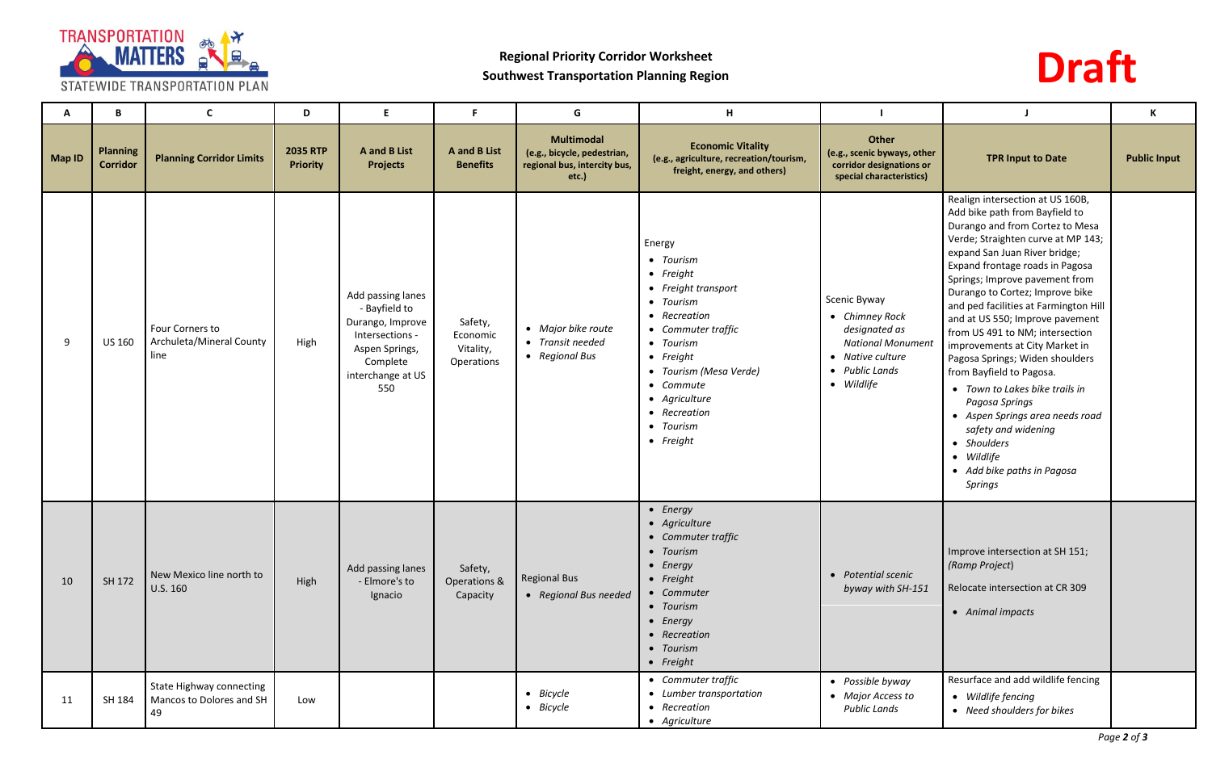**Regional Priority Corridor Worksheet**
**Southwest Transportation Planning Region**

**Draft**

| A | B | C | D | E | F | G | H | I | J | K |
|---|---|---|---|---|---|---|---|---|---|---|
| **Map ID** | **Planning Corridor** | **Planning Corridor Limits** | **2035 RTP Priority** | **A and B List Projects** | **A and B List Benefits** | **Multimodal (e.g., bicycle, pedestrian, regional bus, intercity bus, etc.)** | **Economic Vitality (e.g., agriculture, recreation/tourism, freight, energy, and others)** | **Other (e.g., scenic byways, other corridor designations or special characteristics)** | **TPR Input to Date** | **Public Input** |
| 9 | US 160 | Four Corners to Archuleta/Mineral County line | High | Add passing lanes - Bayfield to Durango, Improve Intersections - Aspen Springs, Complete interchange at US 550 | Safety, Economic Vitality, Operations | • *Major bike route*<br>• *Transit needed*<br>• *Regional Bus* | Energy<br>• *Tourism*<br>• *Freight*<br>• *Freight transport*<br>• *Tourism*<br>• *Recreation*<br>• *Commuter traffic*<br>• *Tourism*<br>• *Freight*<br>• *Tourism (Mesa Verde)*<br>• *Commute*<br>• *Agriculture*<br>• *Recreation*<br>• *Tourism*<br>• *Freight* | Scenic Byway<br>• *Chimney Rock designated as National Monument*<br>• *Native culture*<br>• *Public Lands*<br>• *Wildlife* | Realign intersection at US 160B, Add bike path from Bayfield to Durango and from Cortez to Mesa Verde; Straighten curve at MP 143; expand San Juan River bridge; Expand frontage roads in Pagosa Springs; Improve pavement from Durango to Cortez; Improve bike and ped facilities at Farmington Hill and at US 550; Improve pavement from US 491 to NM; intersection improvements at City Market in Pagosa Springs; Widen shoulders from Bayfield to Pagosa.<br>• *Town to Lakes bike trails in Pagosa Springs*<br>• *Aspen Springs area needs road safety and widening*<br>• *Shoulders*<br>• *Wildlife*<br>• *Add bike paths in Pagosa Springs* | |
| 10 | SH 172 | New Mexico line north to U.S. 160 | High | Add passing lanes - Elmore's to Ignacio | Safety, Operations & Capacity | Regional Bus<br>• *Regional Bus needed* | • *Energy*<br>• *Agriculture*<br>• *Commuter traffic*<br>• *Tourism*<br>• *Energy*<br>• *Freight*<br>• *Commuter*<br>• *Tourism*<br>• *Energy*<br>• *Recreation*<br>• *Tourism*<br>• *Freight* | • *Potential scenic byway with SH-151* | Improve intersection at SH 151; *(Ramp Project)*<br>Relocate intersection at CR 309<br>• *Animal impacts* | |
| 11 | SH 184 | State Highway connecting Mancos to Dolores and SH 49 | Low | | | • *Bicycle*<br>• *Bicycle* | • *Commuter traffic*<br>• *Lumber transportation*<br>• *Recreation*<br>• *Agriculture* | • *Possible byway*<br>• *Major Access to Public Lands* | Resurface and add wildlife fencing<br>• *Wildlife fencing*<br>• *Need shoulders for bikes* | |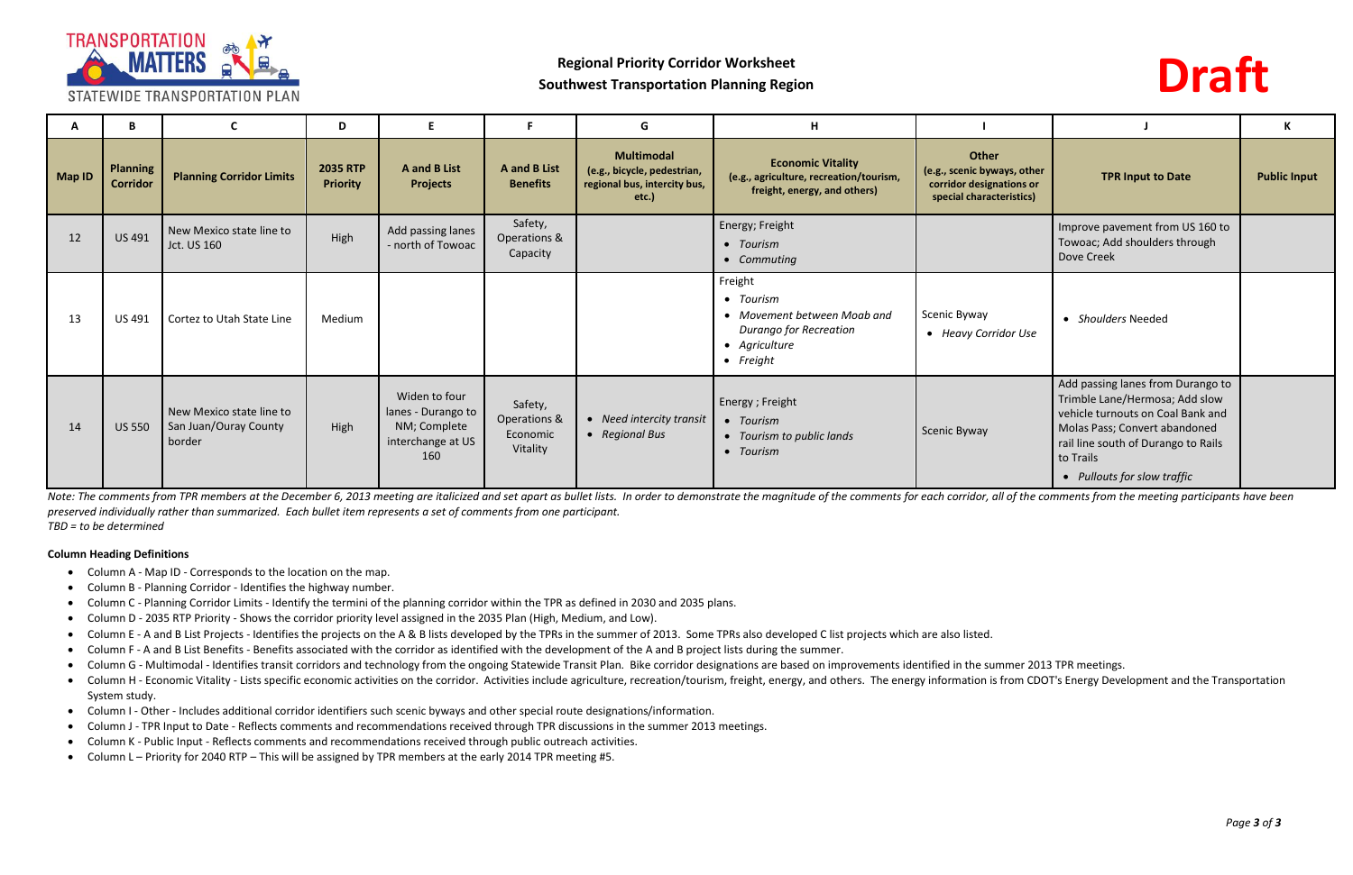**Regional Priority Corridor Worksheet**
**Southwest Transportation Planning Region**

**Draft**

| A | B | C | D | E | F | G | H | I | J | K |
|---|---|---|---|---|---|---|---|---|---|---|
| **Map ID** | **Planning Corridor** | **Planning Corridor Limits** | **2035 RTP Priority** | **A and B List Projects** | **A and B List Benefits** | **Multimodal (e.g., bicycle, pedestrian, regional bus, intercity bus, etc.)** | **Economic Vitality (e.g., agriculture, recreation/tourism, freight, energy, and others)** | **Other (e.g., scenic byways, other corridor designations or special characteristics)** | **TPR Input to Date** | **Public Input** |
| 12 | US 491 | New Mexico state line to Jct. US 160 | High | Add passing lanes - north of Towoac | Safety, Operations & Capacity | | Energy; Freight<br>• *Tourism*<br>• *Commuting* | | Improve pavement from US 160 to Towoac; Add shoulders through Dove Creek | |
| 13 | US 491 | Cortez to Utah State Line | Medium | | | | Freight<br>• *Tourism*<br>• *Movement between Moab and Durango for Recreation*<br>• *Agriculture*<br>• *Freight* | Scenic Byway<br>• *Heavy Corridor Use* | • *Shoulders* Needed | |
| 14 | US 550 | New Mexico state line to San Juan/Ouray County border | High | Widen to four lanes - Durango to NM; Complete interchange at US 160 | Safety, Operations & Economic Vitality | • *Need intercity transit*<br>• *Regional Bus* | Energy ; Freight<br>• *Tourism*<br>• *Tourism to public lands*<br>• *Tourism* | Scenic Byway | Add passing lanes from Durango to Trimble Lane/Hermosa; Add slow vehicle turnouts on Coal Bank and Molas Pass; Convert abandoned rail line south of Durango to Rails to Trails<br>• *Pullouts for slow traffic* | |

*Note: The comments from TPR members at the December 6, 2013 meeting are italicized and set apart as bullet lists. In order to demonstrate the magnitude of the comments for each corridor, all of the comments from the meeting participants have been preserved individually rather than summarized. Each bullet item represents a set of comments from one participant.*
*TBD = to be determined*

**Column Heading Definitions**

- Column A - Map ID - Corresponds to the location on the map.
- Column B - Planning Corridor - Identifies the highway number.
- Column C - Planning Corridor Limits - Identify the termini of the planning corridor within the TPR as defined in 2030 and 2035 plans.
- Column D - 2035 RTP Priority - Shows the corridor priority level assigned in the 2035 Plan (High, Medium, and Low).
- Column E - A and B List Projects - Identifies the projects on the A & B lists developed by the TPRs in the summer of 2013. Some TPRs also developed C list projects which are also listed.
- Column F - A and B List Benefits - Benefits associated with the corridor as identified with the development of the A and B project lists during the summer.
- Column G - Multimodal - Identifies transit corridors and technology from the ongoing Statewide Transit Plan. Bike corridor designations are based on improvements identified in the summer 2013 TPR meetings.
- Column H - Economic Vitality - Lists specific economic activities on the corridor. Activities include agriculture, recreation/tourism, freight, energy, and others. The energy information is from CDOT's Energy Development and the Transportation System study.
- Column I - Other - Includes additional corridor identifiers such scenic byways and other special route designations/information.
- Column J - TPR Input to Date - Reflects comments and recommendations received through TPR discussions in the summer 2013 meetings.
- Column K - Public Input - Reflects comments and recommendations received through public outreach activities.
- Column L – Priority for 2040 RTP – This will be assigned by TPR members at the early 2014 TPR meeting #5.